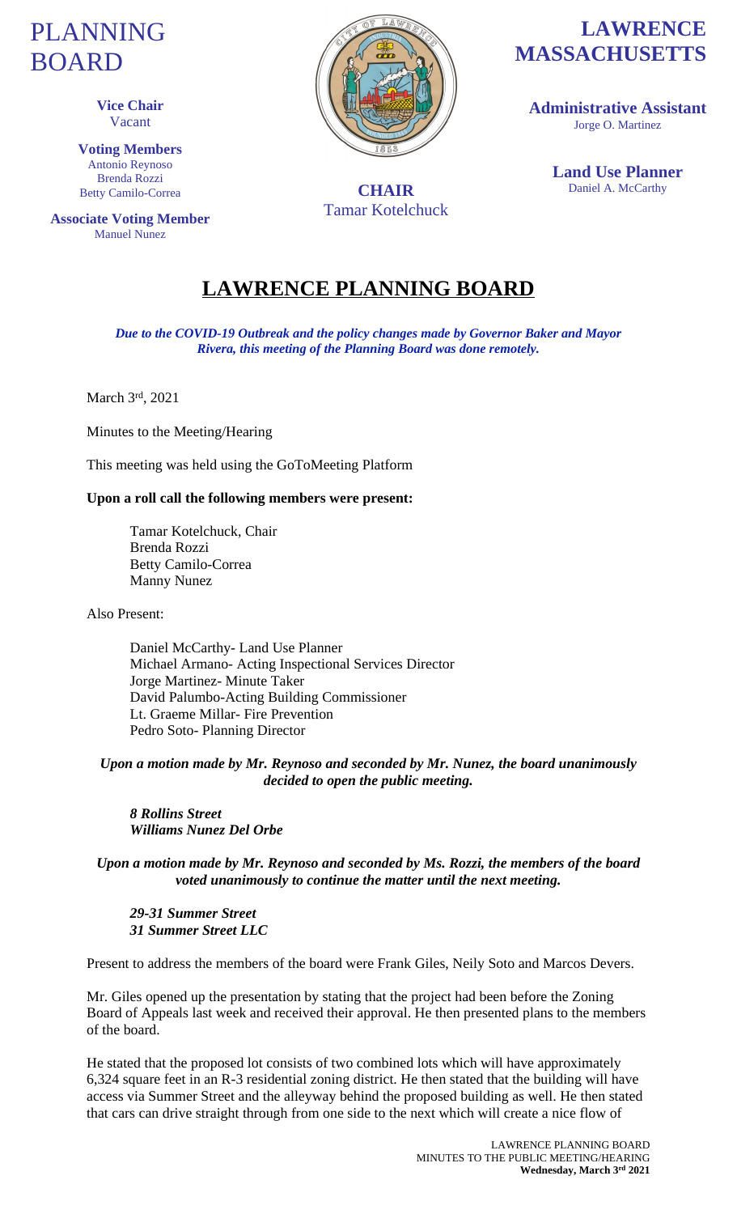# PLANNING BOARD

**Vice Chair**
Vacant

**Voting Members**
Antonio Reynoso
Brenda Rozzi
Betty Camilo-Correa

**Associate Voting Member**
Manuel Nunez

**CHAIR**
Tamar Kotelchuck

# LAWRENCE MASSACHUSETTS

**Administrative Assistant**
Jorge O. Martinez

**Land Use Planner**
Daniel A. McCarthy

## LAWRENCE PLANNING BOARD

***Due to the COVID-19 Outbreak and the policy changes made by Governor Baker and Mayor Rivera, this meeting of the Planning Board was done remotely.***

March 3rd, 2021

Minutes to the Meeting/Hearing

This meeting was held using the GoToMeeting Platform

**Upon a roll call the following members were present:**

Tamar Kotelchuck, Chair
Brenda Rozzi
Betty Camilo-Correa
Manny Nunez

Also Present:

Daniel McCarthy- Land Use Planner
Michael Armano- Acting Inspectional Services Director
Jorge Martinez- Minute Taker
David Palumbo-Acting Building Commissioner
Lt. Graeme Millar- Fire Prevention
Pedro Soto- Planning Director

***Upon a motion made by Mr. Reynoso and seconded by Mr. Nunez, the board unanimously decided to open the public meeting.***

***8 Rollins Street***
***Williams Nunez Del Orbe***

***Upon a motion made by Mr. Reynoso and seconded by Ms. Rozzi, the members of the board voted unanimously to continue the matter until the next meeting.***

***29-31 Summer Street***
***31 Summer Street LLC***

Present to address the members of the board were Frank Giles, Neily Soto and Marcos Devers.

Mr. Giles opened up the presentation by stating that the project had been before the Zoning Board of Appeals last week and received their approval. He then presented plans to the members of the board.

He stated that the proposed lot consists of two combined lots which will have approximately 6,324 square feet in an R-3 residential zoning district. He then stated that the building will have access via Summer Street and the alleyway behind the proposed building as well. He then stated that cars can drive straight through from one side to the next which will create a nice flow of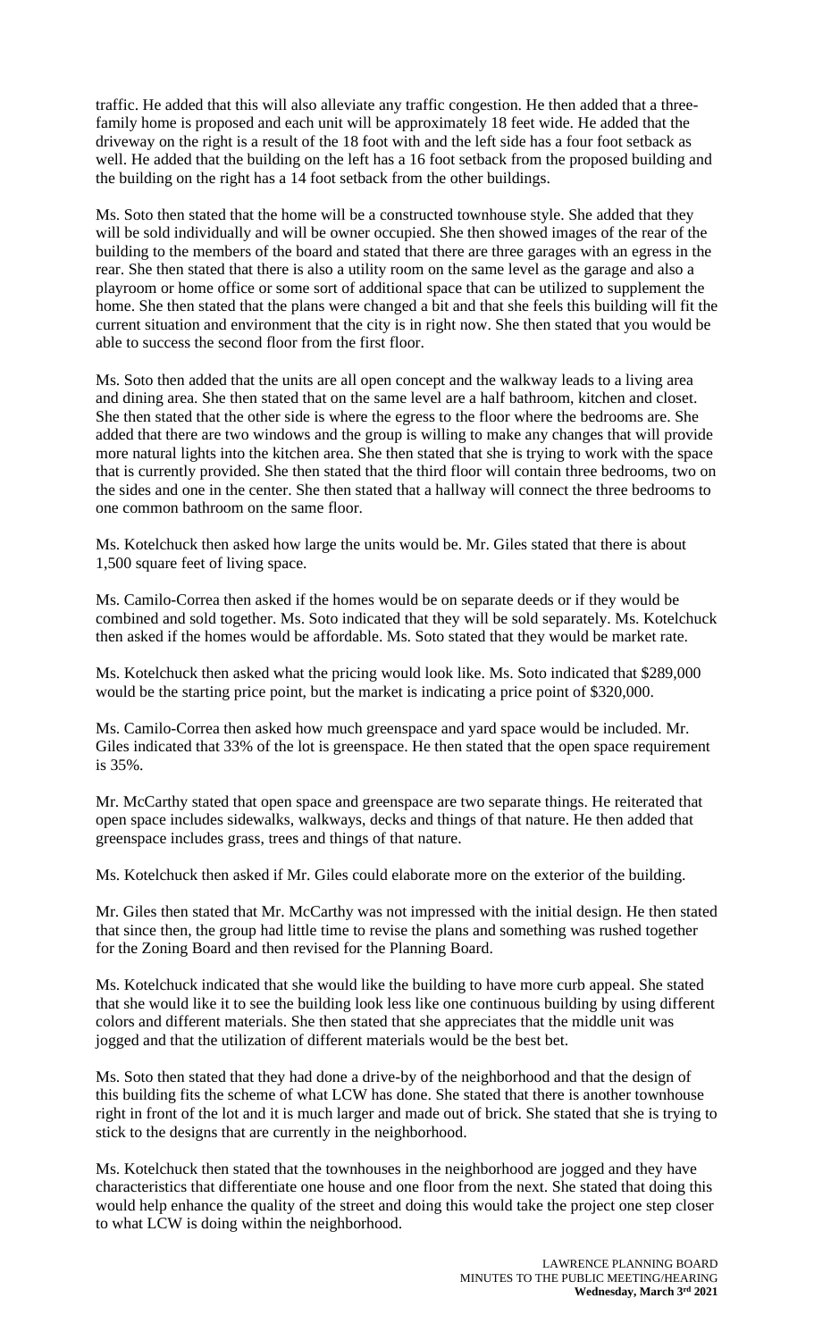traffic. He added that this will also alleviate any traffic congestion. He then added that a three-family home is proposed and each unit will be approximately 18 feet wide. He added that the driveway on the right is a result of the 18 foot with and the left side has a four foot setback as well. He added that the building on the left has a 16 foot setback from the proposed building and the building on the right has a 14 foot setback from the other buildings.

Ms. Soto then stated that the home will be a constructed townhouse style. She added that they will be sold individually and will be owner occupied. She then showed images of the rear of the building to the members of the board and stated that there are three garages with an egress in the rear. She then stated that there is also a utility room on the same level as the garage and also a playroom or home office or some sort of additional space that can be utilized to supplement the home. She then stated that the plans were changed a bit and that she feels this building will fit the current situation and environment that the city is in right now. She then stated that you would be able to success the second floor from the first floor.

Ms. Soto then added that the units are all open concept and the walkway leads to a living area and dining area. She then stated that on the same level are a half bathroom, kitchen and closet. She then stated that the other side is where the egress to the floor where the bedrooms are. She added that there are two windows and the group is willing to make any changes that will provide more natural lights into the kitchen area. She then stated that she is trying to work with the space that is currently provided. She then stated that the third floor will contain three bedrooms, two on the sides and one in the center. She then stated that a hallway will connect the three bedrooms to one common bathroom on the same floor.

Ms. Kotelchuck then asked how large the units would be. Mr. Giles stated that there is about 1,500 square feet of living space.

Ms. Camilo-Correa then asked if the homes would be on separate deeds or if they would be combined and sold together. Ms. Soto indicated that they will be sold separately. Ms. Kotelchuck then asked if the homes would be affordable. Ms. Soto stated that they would be market rate.

Ms. Kotelchuck then asked what the pricing would look like. Ms. Soto indicated that $289,000 would be the starting price point, but the market is indicating a price point of $320,000.

Ms. Camilo-Correa then asked how much greenspace and yard space would be included. Mr. Giles indicated that 33% of the lot is greenspace. He then stated that the open space requirement is 35%.

Mr. McCarthy stated that open space and greenspace are two separate things. He reiterated that open space includes sidewalks, walkways, decks and things of that nature. He then added that greenspace includes grass, trees and things of that nature.

Ms. Kotelchuck then asked if Mr. Giles could elaborate more on the exterior of the building.

Mr. Giles then stated that Mr. McCarthy was not impressed with the initial design. He then stated that since then, the group had little time to revise the plans and something was rushed together for the Zoning Board and then revised for the Planning Board.

Ms. Kotelchuck indicated that she would like the building to have more curb appeal. She stated that she would like it to see the building look less like one continuous building by using different colors and different materials. She then stated that she appreciates that the middle unit was jogged and that the utilization of different materials would be the best bet.

Ms. Soto then stated that they had done a drive-by of the neighborhood and that the design of this building fits the scheme of what LCW has done. She stated that there is another townhouse right in front of the lot and it is much larger and made out of brick. She stated that she is trying to stick to the designs that are currently in the neighborhood.

Ms. Kotelchuck then stated that the townhouses in the neighborhood are jogged and they have characteristics that differentiate one house and one floor from the next. She stated that doing this would help enhance the quality of the street and doing this would take the project one step closer to what LCW is doing within the neighborhood.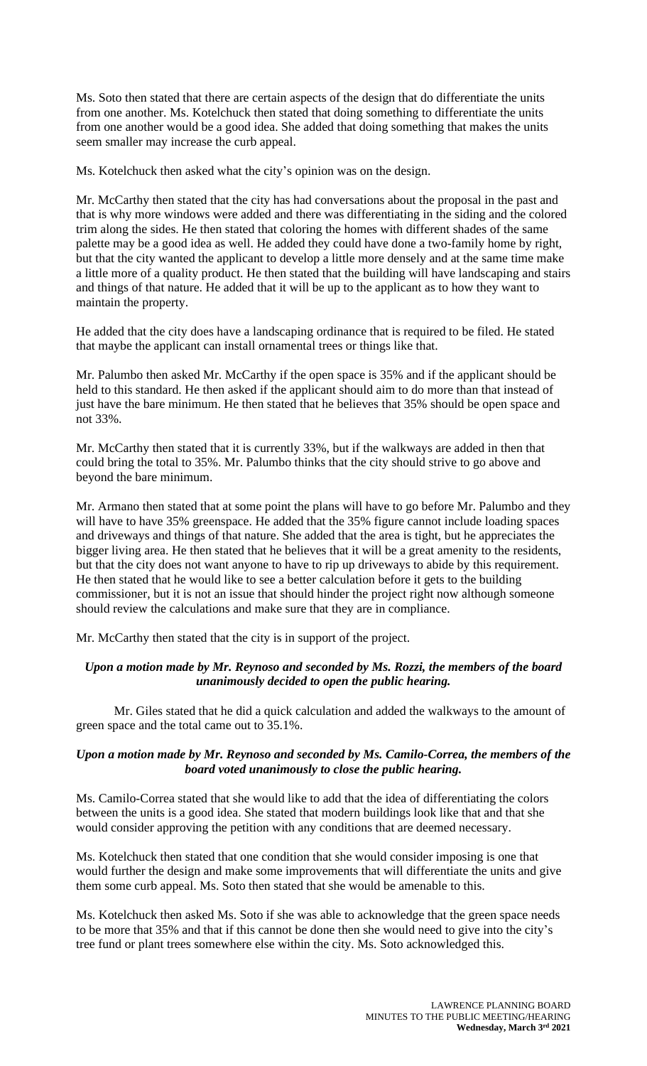Ms. Soto then stated that there are certain aspects of the design that do differentiate the units from one another. Ms. Kotelchuck then stated that doing something to differentiate the units from one another would be a good idea. She added that doing something that makes the units seem smaller may increase the curb appeal.

Ms. Kotelchuck then asked what the city's opinion was on the design.

Mr. McCarthy then stated that the city has had conversations about the proposal in the past and that is why more windows were added and there was differentiating in the siding and the colored trim along the sides. He then stated that coloring the homes with different shades of the same palette may be a good idea as well. He added they could have done a two-family home by right, but that the city wanted the applicant to develop a little more densely and at the same time make a little more of a quality product. He then stated that the building will have landscaping and stairs and things of that nature. He added that it will be up to the applicant as to how they want to maintain the property.

He added that the city does have a landscaping ordinance that is required to be filed. He stated that maybe the applicant can install ornamental trees or things like that.

Mr. Palumbo then asked Mr. McCarthy if the open space is 35% and if the applicant should be held to this standard. He then asked if the applicant should aim to do more than that instead of just have the bare minimum. He then stated that he believes that 35% should be open space and not 33%.

Mr. McCarthy then stated that it is currently 33%, but if the walkways are added in then that could bring the total to 35%. Mr. Palumbo thinks that the city should strive to go above and beyond the bare minimum.

Mr. Armano then stated that at some point the plans will have to go before Mr. Palumbo and they will have to have 35% greenspace. He added that the 35% figure cannot include loading spaces and driveways and things of that nature. She added that the area is tight, but he appreciates the bigger living area. He then stated that he believes that it will be a great amenity to the residents, but that the city does not want anyone to have to rip up driveways to abide by this requirement. He then stated that he would like to see a better calculation before it gets to the building commissioner, but it is not an issue that should hinder the project right now although someone should review the calculations and make sure that they are in compliance.

Mr. McCarthy then stated that the city is in support of the project.

***Upon a motion made by Mr. Reynoso and seconded by Ms. Rozzi, the members of the board unanimously decided to open the public hearing.***

Mr. Giles stated that he did a quick calculation and added the walkways to the amount of green space and the total came out to 35.1%.

***Upon a motion made by Mr. Reynoso and seconded by Ms. Camilo-Correa, the members of the board voted unanimously to close the public hearing.***

Ms. Camilo-Correa stated that she would like to add that the idea of differentiating the colors between the units is a good idea. She stated that modern buildings look like that and that she would consider approving the petition with any conditions that are deemed necessary.

Ms. Kotelchuck then stated that one condition that she would consider imposing is one that would further the design and make some improvements that will differentiate the units and give them some curb appeal. Ms. Soto then stated that she would be amenable to this.

Ms. Kotelchuck then asked Ms. Soto if she was able to acknowledge that the green space needs to be more that 35% and that if this cannot be done then she would need to give into the city's tree fund or plant trees somewhere else within the city. Ms. Soto acknowledged this.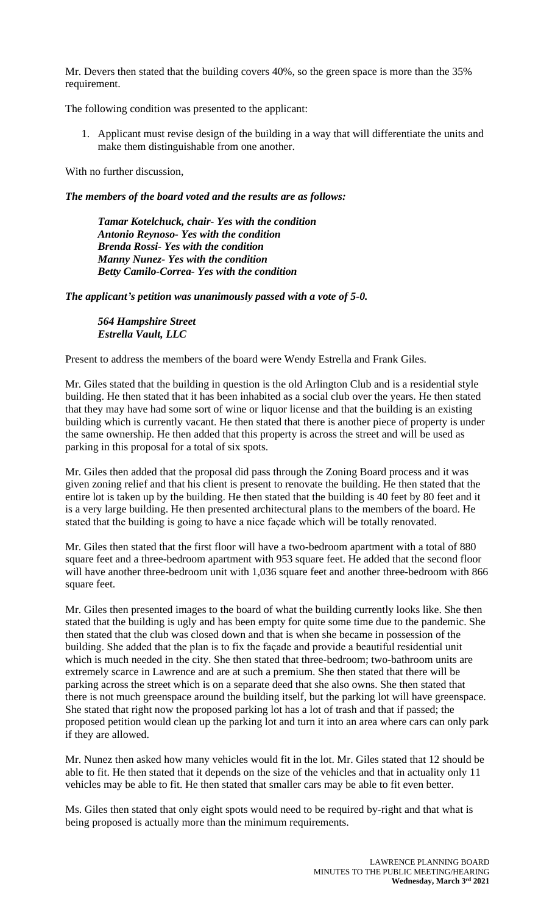Mr. Devers then stated that the building covers 40%, so the green space is more than the 35% requirement.

The following condition was presented to the applicant:

1. Applicant must revise design of the building in a way that will differentiate the units and make them distinguishable from one another.

With no further discussion,

***The members of the board voted and the results are as follows:***

> ***Tamar Kotelchuck, chair- Yes with the condition***
> ***Antonio Reynoso- Yes with the condition***
> ***Brenda Rossi- Yes with the condition***
> ***Manny Nunez- Yes with the condition***
> ***Betty Camilo-Correa- Yes with the condition***

***The applicant's petition was unanimously passed with a vote of 5-0.***

> ***564 Hampshire Street***
> ***Estrella Vault, LLC***

Present to address the members of the board were Wendy Estrella and Frank Giles.

Mr. Giles stated that the building in question is the old Arlington Club and is a residential style building. He then stated that it has been inhabited as a social club over the years. He then stated that they may have had some sort of wine or liquor license and that the building is an existing building which is currently vacant. He then stated that there is another piece of property is under the same ownership. He then added that this property is across the street and will be used as parking in this proposal for a total of six spots.

Mr. Giles then added that the proposal did pass through the Zoning Board process and it was given zoning relief and that his client is present to renovate the building. He then stated that the entire lot is taken up by the building. He then stated that the building is 40 feet by 80 feet and it is a very large building. He then presented architectural plans to the members of the board. He stated that the building is going to have a nice façade which will be totally renovated.

Mr. Giles then stated that the first floor will have a two-bedroom apartment with a total of 880 square feet and a three-bedroom apartment with 953 square feet. He added that the second floor will have another three-bedroom unit with 1,036 square feet and another three-bedroom with 866 square feet.

Mr. Giles then presented images to the board of what the building currently looks like. She then stated that the building is ugly and has been empty for quite some time due to the pandemic. She then stated that the club was closed down and that is when she became in possession of the building. She added that the plan is to fix the façade and provide a beautiful residential unit which is much needed in the city. She then stated that three-bedroom; two-bathroom units are extremely scarce in Lawrence and are at such a premium. She then stated that there will be parking across the street which is on a separate deed that she also owns. She then stated that there is not much greenspace around the building itself, but the parking lot will have greenspace. She stated that right now the proposed parking lot has a lot of trash and that if passed; the proposed petition would clean up the parking lot and turn it into an area where cars can only park if they are allowed.

Mr. Nunez then asked how many vehicles would fit in the lot. Mr. Giles stated that 12 should be able to fit. He then stated that it depends on the size of the vehicles and that in actuality only 11 vehicles may be able to fit. He then stated that smaller cars may be able to fit even better.

Ms. Giles then stated that only eight spots would need to be required by-right and that what is being proposed is actually more than the minimum requirements.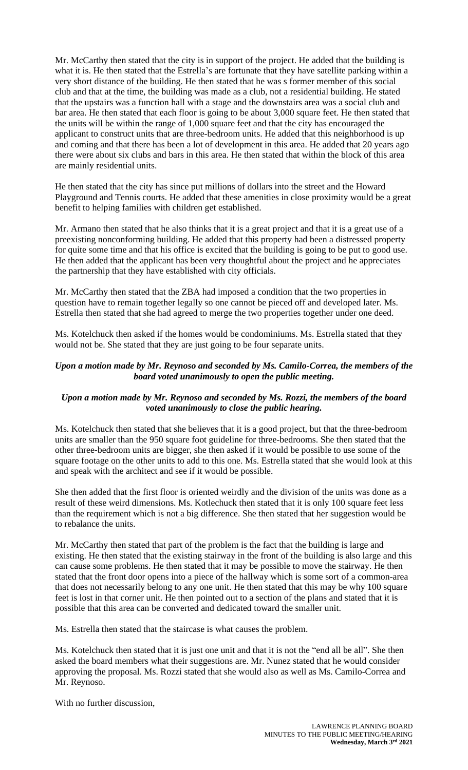Mr. McCarthy then stated that the city is in support of the project. He added that the building is what it is. He then stated that the Estrella's are fortunate that they have satellite parking within a very short distance of the building. He then stated that he was s former member of this social club and that at the time, the building was made as a club, not a residential building. He stated that the upstairs was a function hall with a stage and the downstairs area was a social club and bar area. He then stated that each floor is going to be about 3,000 square feet. He then stated that the units will be within the range of 1,000 square feet and that the city has encouraged the applicant to construct units that are three-bedroom units. He added that this neighborhood is up and coming and that there has been a lot of development in this area. He added that 20 years ago there were about six clubs and bars in this area. He then stated that within the block of this area are mainly residential units.

He then stated that the city has since put millions of dollars into the street and the Howard Playground and Tennis courts. He added that these amenities in close proximity would be a great benefit to helping families with children get established.

Mr. Armano then stated that he also thinks that it is a great project and that it is a great use of a preexisting nonconforming building. He added that this property had been a distressed property for quite some time and that his office is excited that the building is going to be put to good use. He then added that the applicant has been very thoughtful about the project and he appreciates the partnership that they have established with city officials.

Mr. McCarthy then stated that the ZBA had imposed a condition that the two properties in question have to remain together legally so one cannot be pieced off and developed later. Ms. Estrella then stated that she had agreed to merge the two properties together under one deed.

Ms. Kotelchuck then asked if the homes would be condominiums. Ms. Estrella stated that they would not be. She stated that they are just going to be four separate units.

***Upon a motion made by Mr. Reynoso and seconded by Ms. Camilo-Correa, the members of the board voted unanimously to open the public meeting.***

***Upon a motion made by Mr. Reynoso and seconded by Ms. Rozzi, the members of the board voted unanimously to close the public hearing.***

Ms. Kotelchuck then stated that she believes that it is a good project, but that the three-bedroom units are smaller than the 950 square foot guideline for three-bedrooms. She then stated that the other three-bedroom units are bigger, she then asked if it would be possible to use some of the square footage on the other units to add to this one. Ms. Estrella stated that she would look at this and speak with the architect and see if it would be possible.

She then added that the first floor is oriented weirdly and the division of the units was done as a result of these weird dimensions. Ms. Kotlechuck then stated that it is only 100 square feet less than the requirement which is not a big difference. She then stated that her suggestion would be to rebalance the units.

Mr. McCarthy then stated that part of the problem is the fact that the building is large and existing. He then stated that the existing stairway in the front of the building is also large and this can cause some problems. He then stated that it may be possible to move the stairway. He then stated that the front door opens into a piece of the hallway which is some sort of a common-area that does not necessarily belong to any one unit. He then stated that this may be why 100 square feet is lost in that corner unit. He then pointed out to a section of the plans and stated that it is possible that this area can be converted and dedicated toward the smaller unit.

Ms. Estrella then stated that the staircase is what causes the problem.

Ms. Kotelchuck then stated that it is just one unit and that it is not the "end all be all". She then asked the board members what their suggestions are. Mr. Nunez stated that he would consider approving the proposal. Ms. Rozzi stated that she would also as well as Ms. Camilo-Correa and Mr. Reynoso.

With no further discussion,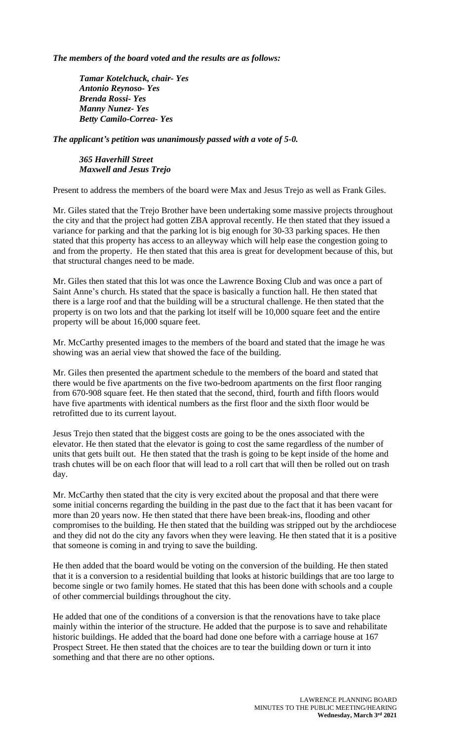***The members of the board voted and the results are as follows:***

> ***Tamar Kotelchuck, chair- Yes***
> ***Antonio Reynoso- Yes***
> ***Brenda Rossi- Yes***
> ***Manny Nunez- Yes***
> ***Betty Camilo-Correa- Yes***

***The applicant's petition was unanimously passed with a vote of 5-0.***

> ***365 Haverhill Street***
> ***Maxwell and Jesus Trejo***

Present to address the members of the board were Max and Jesus Trejo as well as Frank Giles.

Mr. Giles stated that the Trejo Brother have been undertaking some massive projects throughout the city and that the project had gotten ZBA approval recently. He then stated that they issued a variance for parking and that the parking lot is big enough for 30-33 parking spaces. He then stated that this property has access to an alleyway which will help ease the congestion going to and from the property. He then stated that this area is great for development because of this, but that structural changes need to be made.

Mr. Giles then stated that this lot was once the Lawrence Boxing Club and was once a part of Saint Anne's church. Hs stated that the space is basically a function hall. He then stated that there is a large roof and that the building will be a structural challenge. He then stated that the property is on two lots and that the parking lot itself will be 10,000 square feet and the entire property will be about 16,000 square feet.

Mr. McCarthy presented images to the members of the board and stated that the image he was showing was an aerial view that showed the face of the building.

Mr. Giles then presented the apartment schedule to the members of the board and stated that there would be five apartments on the five two-bedroom apartments on the first floor ranging from 670-908 square feet. He then stated that the second, third, fourth and fifth floors would have five apartments with identical numbers as the first floor and the sixth floor would be retrofitted due to its current layout.

Jesus Trejo then stated that the biggest costs are going to be the ones associated with the elevator. He then stated that the elevator is going to cost the same regardless of the number of units that gets built out. He then stated that the trash is going to be kept inside of the home and trash chutes will be on each floor that will lead to a roll cart that will then be rolled out on trash day.

Mr. McCarthy then stated that the city is very excited about the proposal and that there were some initial concerns regarding the building in the past due to the fact that it has been vacant for more than 20 years now. He then stated that there have been break-ins, flooding and other compromises to the building. He then stated that the building was stripped out by the archdiocese and they did not do the city any favors when they were leaving. He then stated that it is a positive that someone is coming in and trying to save the building.

He then added that the board would be voting on the conversion of the building. He then stated that it is a conversion to a residential building that looks at historic buildings that are too large to become single or two family homes. He stated that this has been done with schools and a couple of other commercial buildings throughout the city.

He added that one of the conditions of a conversion is that the renovations have to take place mainly within the interior of the structure. He added that the purpose is to save and rehabilitate historic buildings. He added that the board had done one before with a carriage house at 167 Prospect Street. He then stated that the choices are to tear the building down or turn it into something and that there are no other options.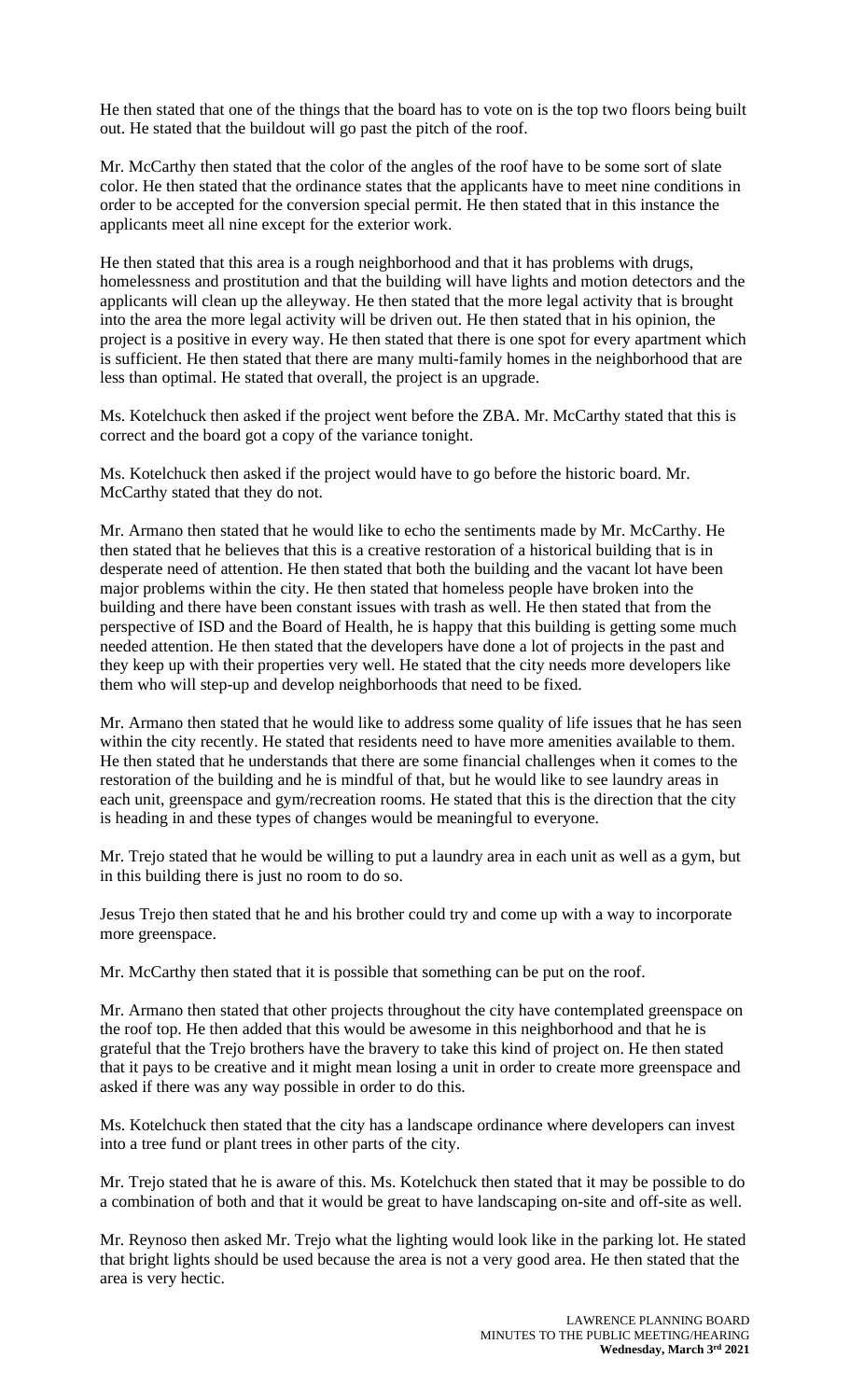He then stated that one of the things that the board has to vote on is the top two floors being built out. He stated that the buildout will go past the pitch of the roof.

Mr. McCarthy then stated that the color of the angles of the roof have to be some sort of slate color. He then stated that the ordinance states that the applicants have to meet nine conditions in order to be accepted for the conversion special permit. He then stated that in this instance the applicants meet all nine except for the exterior work.

He then stated that this area is a rough neighborhood and that it has problems with drugs, homelessness and prostitution and that the building will have lights and motion detectors and the applicants will clean up the alleyway. He then stated that the more legal activity that is brought into the area the more legal activity will be driven out. He then stated that in his opinion, the project is a positive in every way. He then stated that there is one spot for every apartment which is sufficient. He then stated that there are many multi-family homes in the neighborhood that are less than optimal. He stated that overall, the project is an upgrade.

Ms. Kotelchuck then asked if the project went before the ZBA. Mr. McCarthy stated that this is correct and the board got a copy of the variance tonight.

Ms. Kotelchuck then asked if the project would have to go before the historic board. Mr. McCarthy stated that they do not.

Mr. Armano then stated that he would like to echo the sentiments made by Mr. McCarthy. He then stated that he believes that this is a creative restoration of a historical building that is in desperate need of attention. He then stated that both the building and the vacant lot have been major problems within the city. He then stated that homeless people have broken into the building and there have been constant issues with trash as well. He then stated that from the perspective of ISD and the Board of Health, he is happy that this building is getting some much needed attention. He then stated that the developers have done a lot of projects in the past and they keep up with their properties very well. He stated that the city needs more developers like them who will step-up and develop neighborhoods that need to be fixed.

Mr. Armano then stated that he would like to address some quality of life issues that he has seen within the city recently. He stated that residents need to have more amenities available to them. He then stated that he understands that there are some financial challenges when it comes to the restoration of the building and he is mindful of that, but he would like to see laundry areas in each unit, greenspace and gym/recreation rooms. He stated that this is the direction that the city is heading in and these types of changes would be meaningful to everyone.

Mr. Trejo stated that he would be willing to put a laundry area in each unit as well as a gym, but in this building there is just no room to do so.

Jesus Trejo then stated that he and his brother could try and come up with a way to incorporate more greenspace.

Mr. McCarthy then stated that it is possible that something can be put on the roof.

Mr. Armano then stated that other projects throughout the city have contemplated greenspace on the roof top. He then added that this would be awesome in this neighborhood and that he is grateful that the Trejo brothers have the bravery to take this kind of project on. He then stated that it pays to be creative and it might mean losing a unit in order to create more greenspace and asked if there was any way possible in order to do this.

Ms. Kotelchuck then stated that the city has a landscape ordinance where developers can invest into a tree fund or plant trees in other parts of the city.

Mr. Trejo stated that he is aware of this. Ms. Kotelchuck then stated that it may be possible to do a combination of both and that it would be great to have landscaping on-site and off-site as well.

Mr. Reynoso then asked Mr. Trejo what the lighting would look like in the parking lot. He stated that bright lights should be used because the area is not a very good area. He then stated that the area is very hectic.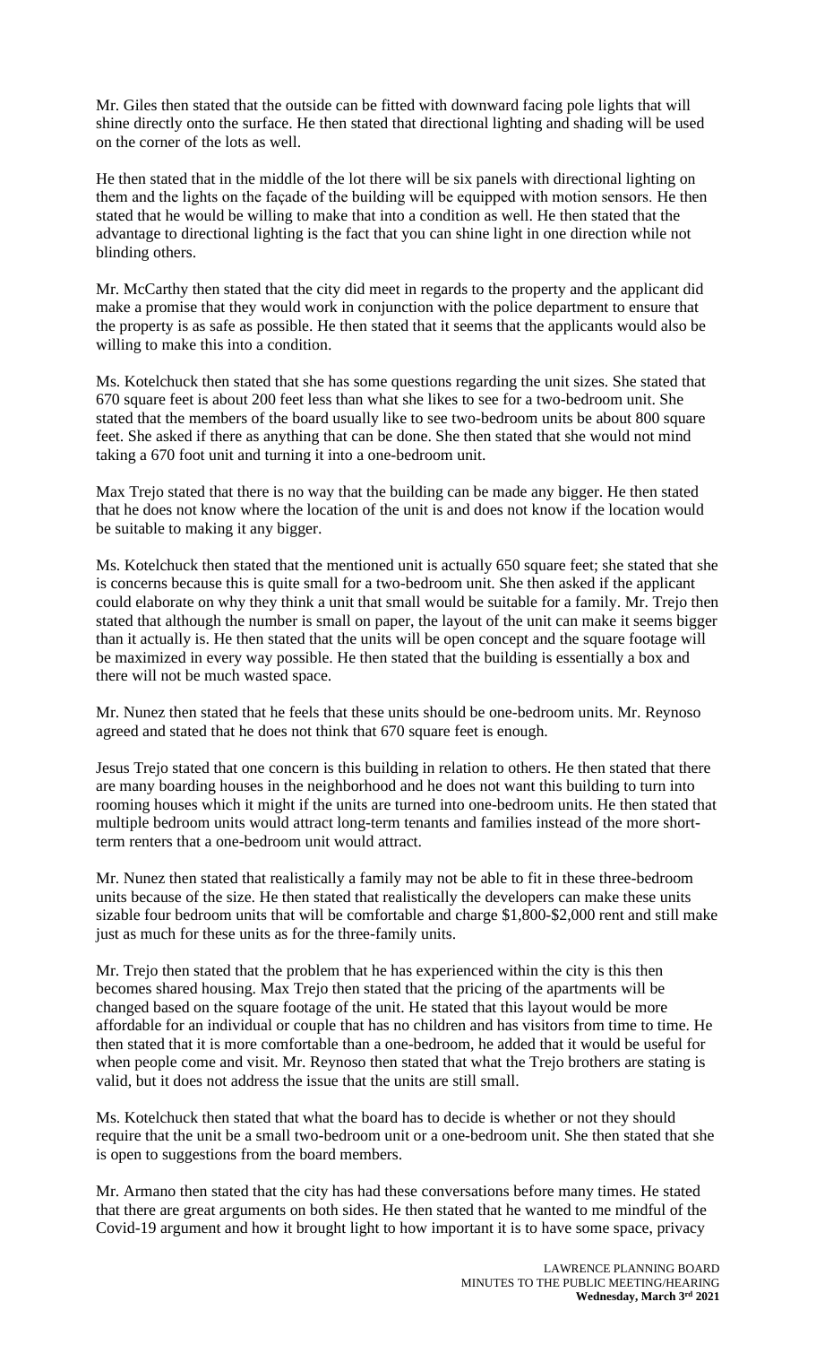Mr. Giles then stated that the outside can be fitted with downward facing pole lights that will shine directly onto the surface. He then stated that directional lighting and shading will be used on the corner of the lots as well.

He then stated that in the middle of the lot there will be six panels with directional lighting on them and the lights on the façade of the building will be equipped with motion sensors. He then stated that he would be willing to make that into a condition as well. He then stated that the advantage to directional lighting is the fact that you can shine light in one direction while not blinding others.

Mr. McCarthy then stated that the city did meet in regards to the property and the applicant did make a promise that they would work in conjunction with the police department to ensure that the property is as safe as possible. He then stated that it seems that the applicants would also be willing to make this into a condition.

Ms. Kotelchuck then stated that she has some questions regarding the unit sizes. She stated that 670 square feet is about 200 feet less than what she likes to see for a two-bedroom unit. She stated that the members of the board usually like to see two-bedroom units be about 800 square feet. She asked if there as anything that can be done. She then stated that she would not mind taking a 670 foot unit and turning it into a one-bedroom unit.

Max Trejo stated that there is no way that the building can be made any bigger. He then stated that he does not know where the location of the unit is and does not know if the location would be suitable to making it any bigger.

Ms. Kotelchuck then stated that the mentioned unit is actually 650 square feet; she stated that she is concerns because this is quite small for a two-bedroom unit. She then asked if the applicant could elaborate on why they think a unit that small would be suitable for a family. Mr. Trejo then stated that although the number is small on paper, the layout of the unit can make it seems bigger than it actually is. He then stated that the units will be open concept and the square footage will be maximized in every way possible. He then stated that the building is essentially a box and there will not be much wasted space.

Mr. Nunez then stated that he feels that these units should be one-bedroom units. Mr. Reynoso agreed and stated that he does not think that 670 square feet is enough.

Jesus Trejo stated that one concern is this building in relation to others. He then stated that there are many boarding houses in the neighborhood and he does not want this building to turn into rooming houses which it might if the units are turned into one-bedroom units. He then stated that multiple bedroom units would attract long-term tenants and families instead of the more short-term renters that a one-bedroom unit would attract.

Mr. Nunez then stated that realistically a family may not be able to fit in these three-bedroom units because of the size. He then stated that realistically the developers can make these units sizable four bedroom units that will be comfortable and charge $1,800-$2,000 rent and still make just as much for these units as for the three-family units.

Mr. Trejo then stated that the problem that he has experienced within the city is this then becomes shared housing. Max Trejo then stated that the pricing of the apartments will be changed based on the square footage of the unit. He stated that this layout would be more affordable for an individual or couple that has no children and has visitors from time to time. He then stated that it is more comfortable than a one-bedroom, he added that it would be useful for when people come and visit. Mr. Reynoso then stated that what the Trejo brothers are stating is valid, but it does not address the issue that the units are still small.

Ms. Kotelchuck then stated that what the board has to decide is whether or not they should require that the unit be a small two-bedroom unit or a one-bedroom unit. She then stated that she is open to suggestions from the board members.

Mr. Armano then stated that the city has had these conversations before many times. He stated that there are great arguments on both sides. He then stated that he wanted to me mindful of the Covid-19 argument and how it brought light to how important it is to have some space, privacy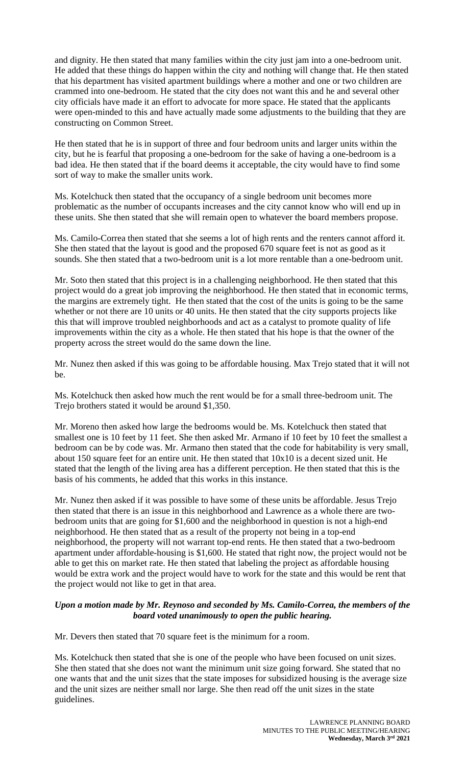and dignity. He then stated that many families within the city just jam into a one-bedroom unit. He added that these things do happen within the city and nothing will change that. He then stated that his department has visited apartment buildings where a mother and one or two children are crammed into one-bedroom. He stated that the city does not want this and he and several other city officials have made it an effort to advocate for more space. He stated that the applicants were open-minded to this and have actually made some adjustments to the building that they are constructing on Common Street.

He then stated that he is in support of three and four bedroom units and larger units within the city, but he is fearful that proposing a one-bedroom for the sake of having a one-bedroom is a bad idea. He then stated that if the board deems it acceptable, the city would have to find some sort of way to make the smaller units work.

Ms. Kotelchuck then stated that the occupancy of a single bedroom unit becomes more problematic as the number of occupants increases and the city cannot know who will end up in these units. She then stated that she will remain open to whatever the board members propose.

Ms. Camilo-Correa then stated that she seems a lot of high rents and the renters cannot afford it. She then stated that the layout is good and the proposed 670 square feet is not as good as it sounds. She then stated that a two-bedroom unit is a lot more rentable than a one-bedroom unit.

Mr. Soto then stated that this project is in a challenging neighborhood. He then stated that this project would do a great job improving the neighborhood. He then stated that in economic terms, the margins are extremely tight. He then stated that the cost of the units is going to be the same whether or not there are 10 units or 40 units. He then stated that the city supports projects like this that will improve troubled neighborhoods and act as a catalyst to promote quality of life improvements within the city as a whole. He then stated that his hope is that the owner of the property across the street would do the same down the line.

Mr. Nunez then asked if this was going to be affordable housing. Max Trejo stated that it will not be.

Ms. Kotelchuck then asked how much the rent would be for a small three-bedroom unit. The Trejo brothers stated it would be around $1,350.

Mr. Moreno then asked how large the bedrooms would be. Ms. Kotelchuck then stated that smallest one is 10 feet by 11 feet. She then asked Mr. Armano if 10 feet by 10 feet the smallest a bedroom can be by code was. Mr. Armano then stated that the code for habitability is very small, about 150 square feet for an entire unit. He then stated that 10x10 is a decent sized unit. He stated that the length of the living area has a different perception. He then stated that this is the basis of his comments, he added that this works in this instance.

Mr. Nunez then asked if it was possible to have some of these units be affordable. Jesus Trejo then stated that there is an issue in this neighborhood and Lawrence as a whole there are two-bedroom units that are going for $1,600 and the neighborhood in question is not a high-end neighborhood. He then stated that as a result of the property not being in a top-end neighborhood, the property will not warrant top-end rents. He then stated that a two-bedroom apartment under affordable-housing is $1,600. He stated that right now, the project would not be able to get this on market rate. He then stated that labeling the project as affordable housing would be extra work and the project would have to work for the state and this would be rent that the project would not like to get in that area.

***Upon a motion made by Mr. Reynoso and seconded by Ms. Camilo-Correa, the members of the board voted unanimously to open the public hearing.***

Mr. Devers then stated that 70 square feet is the minimum for a room.

Ms. Kotelchuck then stated that she is one of the people who have been focused on unit sizes. She then stated that she does not want the minimum unit size going forward. She stated that no one wants that and the unit sizes that the state imposes for subsidized housing is the average size and the unit sizes are neither small nor large. She then read off the unit sizes in the state guidelines.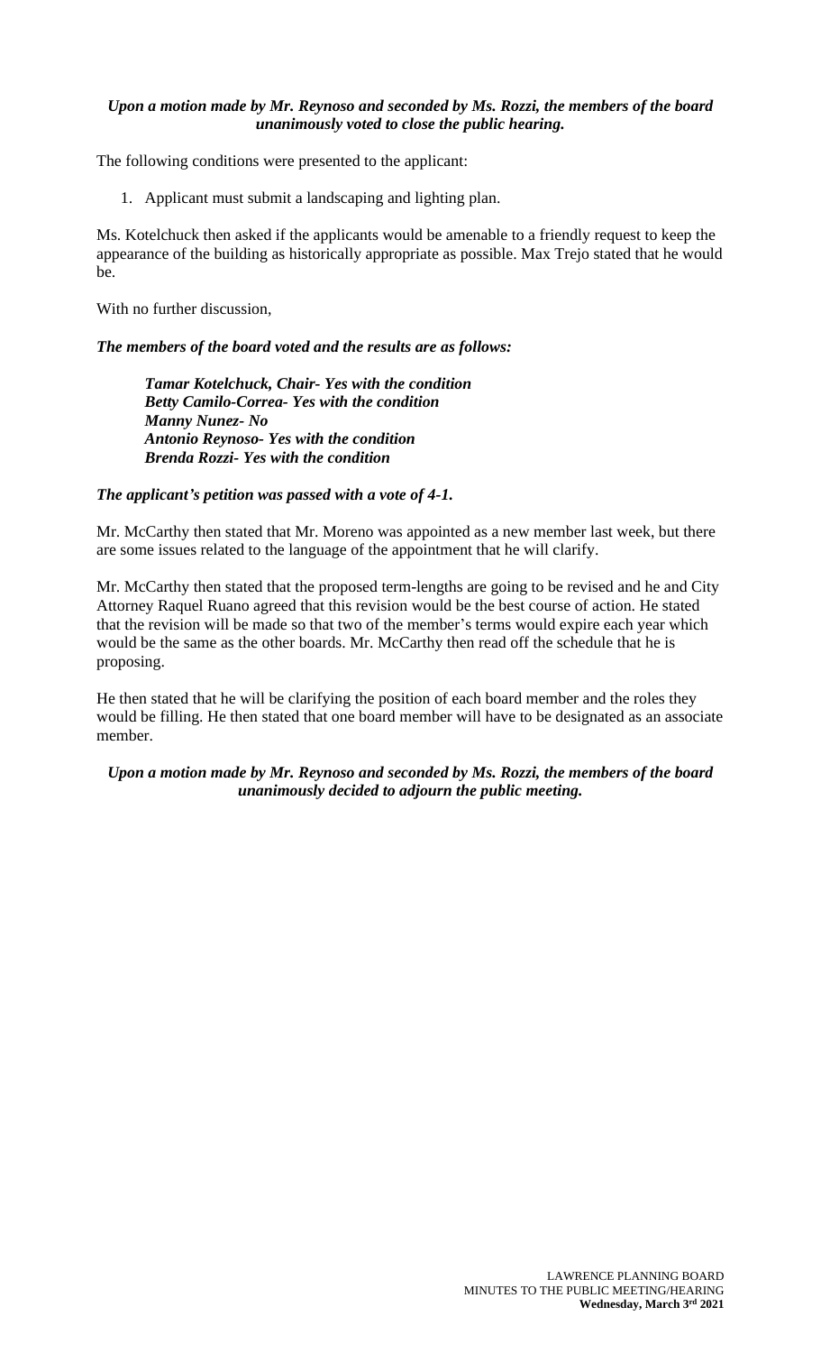***Upon a motion made by Mr. Reynoso and seconded by Ms. Rozzi, the members of the board unanimously voted to close the public hearing.***

The following conditions were presented to the applicant:

1. Applicant must submit a landscaping and lighting plan.

Ms. Kotelchuck then asked if the applicants would be amenable to a friendly request to keep the appearance of the building as historically appropriate as possible. Max Trejo stated that he would be.

With no further discussion,

***The members of the board voted and the results are as follows:***

***Tamar Kotelchuck, Chair- Yes with the condition***
***Betty Camilo-Correa- Yes with the condition***
***Manny Nunez- No***
***Antonio Reynoso- Yes with the condition***
***Brenda Rozzi- Yes with the condition***

***The applicant's petition was passed with a vote of 4-1.***

Mr. McCarthy then stated that Mr. Moreno was appointed as a new member last week, but there are some issues related to the language of the appointment that he will clarify.

Mr. McCarthy then stated that the proposed term-lengths are going to be revised and he and City Attorney Raquel Ruano agreed that this revision would be the best course of action. He stated that the revision will be made so that two of the member's terms would expire each year which would be the same as the other boards. Mr. McCarthy then read off the schedule that he is proposing.

He then stated that he will be clarifying the position of each board member and the roles they would be filling. He then stated that one board member will have to be designated as an associate member.

***Upon a motion made by Mr. Reynoso and seconded by Ms. Rozzi, the members of the board unanimously decided to adjourn the public meeting.***